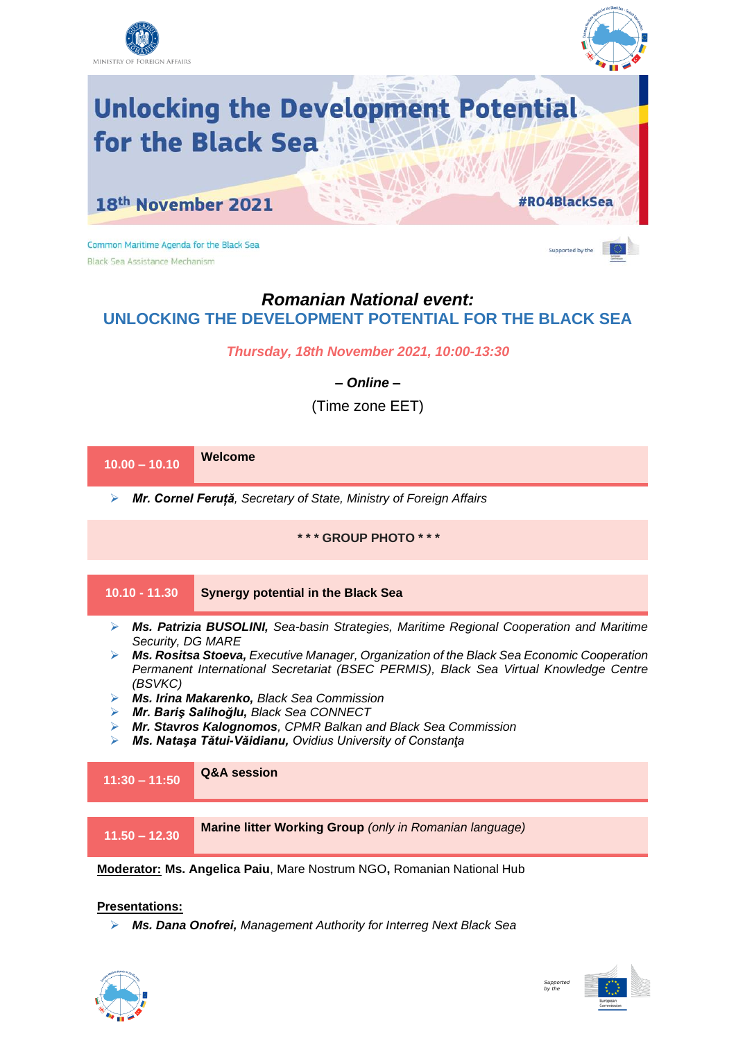MINISTRY OF FOREIGN AFFAIRS

# Unlocking the Development Potential for the Black Sea

18th November 2021

#RO4BlackSea

Common Maritime Agenda for the Black Sea

Black Sea Assistance Mechanism

Supported by the European Commission

## *Romanian National event:*
## UNLOCKING THE DEVELOPMENT POTENTIAL FOR THE BLACK SEA

*Thursday, 18th November 2021, 10:00-13:30*

***– Online –***

(Time zone EET)

| 10.00 – 10.10 | **Welcome** |
|---|---|

- ***Mr. Cornel Feruță****, Secretary of State, Ministry of Foreign Affairs*

**\* \* \* GROUP PHOTO \* \* \***

| 10.10 - 11.30 | **Synergy potential in the Black Sea** |
|---|---|

- ***Ms. Patrizia BUSOLINI,*** *Sea-basin Strategies, Maritime Regional Cooperation and Maritime Security, DG MARE*
- ***Ms. Rositsa Stoeva,*** *Executive Manager, Organization of the Black Sea Economic Cooperation Permanent International Secretariat (BSEC PERMIS), Black Sea Virtual Knowledge Centre (BSVKC)*
- ***Ms. Irina Makarenko,*** *Black Sea Commission*
- ***Mr. Bariş Salihoğlu,*** *Black Sea CONNECT*
- ***Mr. Stavros Kalognomos****, CPMR Balkan and Black Sea Commission*
- ***Ms. Nataşa Tătui-Văidianu,*** *Ovidius University of Constanţa*

| 11:30 – 11:50 | **Q&A session** |
|---|---|

| 11.50 – 12.30 | **Marine litter Working Group** *(only in Romanian language)* |
|---|---|

<u>**Moderator:**</u> **Ms. Angelica Paiu**, Mare Nostrum NGO**,** Romanian National Hub

<u>**Presentations:**</u>

- ***Ms. Dana Onofrei,*** *Management Authority for Interreg Next Black Sea*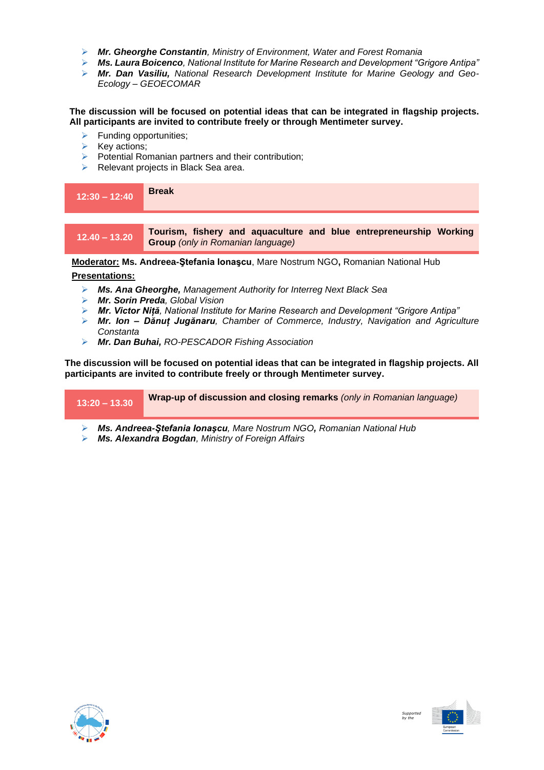- ***Mr. Gheorghe Constantin****, Ministry of Environment, Water and Forest Romania*
- ***Ms. Laura Boicenco****, National Institute for Marine Research and Development "Grigore Antipa"*
- ***Mr. Dan Vasiliu,*** *National Research Development Institute for Marine Geology and Geo-Ecology – GEOECOMAR*

**The discussion will be focused on potential ideas that can be integrated in flagship projects. All participants are invited to contribute freely or through Mentimeter survey.**

- Funding opportunities;
- Key actions;
- Potential Romanian partners and their contribution;
- Relevant projects in Black Sea area.

| | |
|---|---|
| **12:30 – 12:40** | **Break** |

| | |
|---|---|
| **12.40 – 13.20** | **Tourism, fishery and aquaculture and blue entrepreneurship Working Group** *(only in Romanian language)* |

**Moderator:** **Ms. Andreea-Ştefania Ionaşcu**, Mare Nostrum NGO**,** Romanian National Hub

**Presentations:**

- ***Ms. Ana Gheorghe,*** *Management Authority for Interreg Next Black Sea*
- ***Mr. Sorin Preda****, Global Vision*
- ***Mr. Victor Niță****, National Institute for Marine Research and Development "Grigore Antipa"*
- ***Mr. Ion – Dănuț Jugănaru****, Chamber of Commerce, Industry, Navigation and Agriculture Constanta*
- ***Mr. Dan Buhai,*** *RO-PESCADOR Fishing Association*

**The discussion will be focused on potential ideas that can be integrated in flagship projects. All participants are invited to contribute freely or through Mentimeter survey.**

| | |
|---|---|
| **13:20 – 13.30** | **Wrap-up of discussion and closing remarks** *(only in Romanian language)* |

- ***Ms. Andreea-Ştefania Ionaşcu****, Mare Nostrum NGO****,*** *Romanian National Hub*
- ***Ms. Alexandra Bogdan****, Ministry of Foreign Affairs*

*Supported by the*